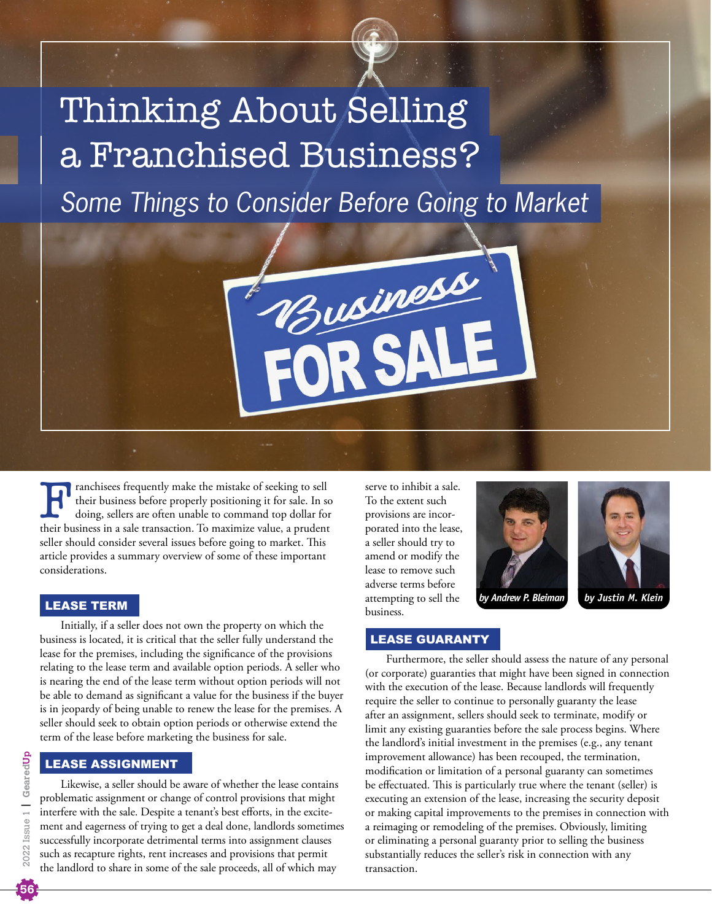# Thinking About Selling a Franchised Business?

## *Some Things to Consider Before Going to Market*

*by Andrew P. Bleiman*

*by Justin M. Klein*

Franchisees frequently make the mistake of seeking to sell their business before properly positioning it for sale. In so doing, sellers are often unable to command top dollar for their business in a sale transaction. To maximize value, a prudent seller should consider several issues before going to market. This article provides a summary overview of some of these important considerations.

### LEASE TERM

Initially, if a seller does not own the property on which the business is located, it is critical that the seller fully understand the lease for the premises, including the significance of the provisions relating to the lease term and available option periods. A seller who is nearing the end of the lease term without option periods will not be able to demand as significant a value for the business if the buyer is in jeopardy of being unable to renew the lease for the premises. A seller should seek to obtain option periods or otherwise extend the term of the lease before marketing the business for sale.

### LEASE ASSIGNMENT

Likewise, a seller should be aware of whether the lease contains problematic assignment or change of control provisions that might interfere with the sale. Despite a tenant's best efforts, in the excitement and eagerness of trying to get a deal done, landlords sometimes successfully incorporate detrimental terms into assignment clauses such as recapture rights, rent increases and provisions that permit the landlord to share in some of the sale proceeds, all of which may serve to inhibit a sale. To the extent such provisions are incorporated into the lease, a seller should try to amend or modify the lease to remove such adverse terms before attempting to sell the business.

### LEASE GUARANTY

Furthermore, the seller should assess the nature of any personal (or corporate) guaranties that might have been signed in connection with the execution of the lease. Because landlords will frequently require the seller to continue to personally guaranty the lease after an assignment, sellers should seek to terminate, modify or limit any existing guaranties before the sale process begins. Where the landlord's initial investment in the premises (e.g., any tenant improvement allowance) has been recouped, the termination, modification or limitation of a personal guaranty can sometimes be effectuated. This is particularly true where the tenant (seller) is executing an extension of the lease, increasing the security deposit or making capital improvements to the premises in connection with a reimaging or remodeling of the premises. Obviously, limiting or eliminating a personal guaranty prior to selling the business substantially reduces the seller's risk in connection with any transaction.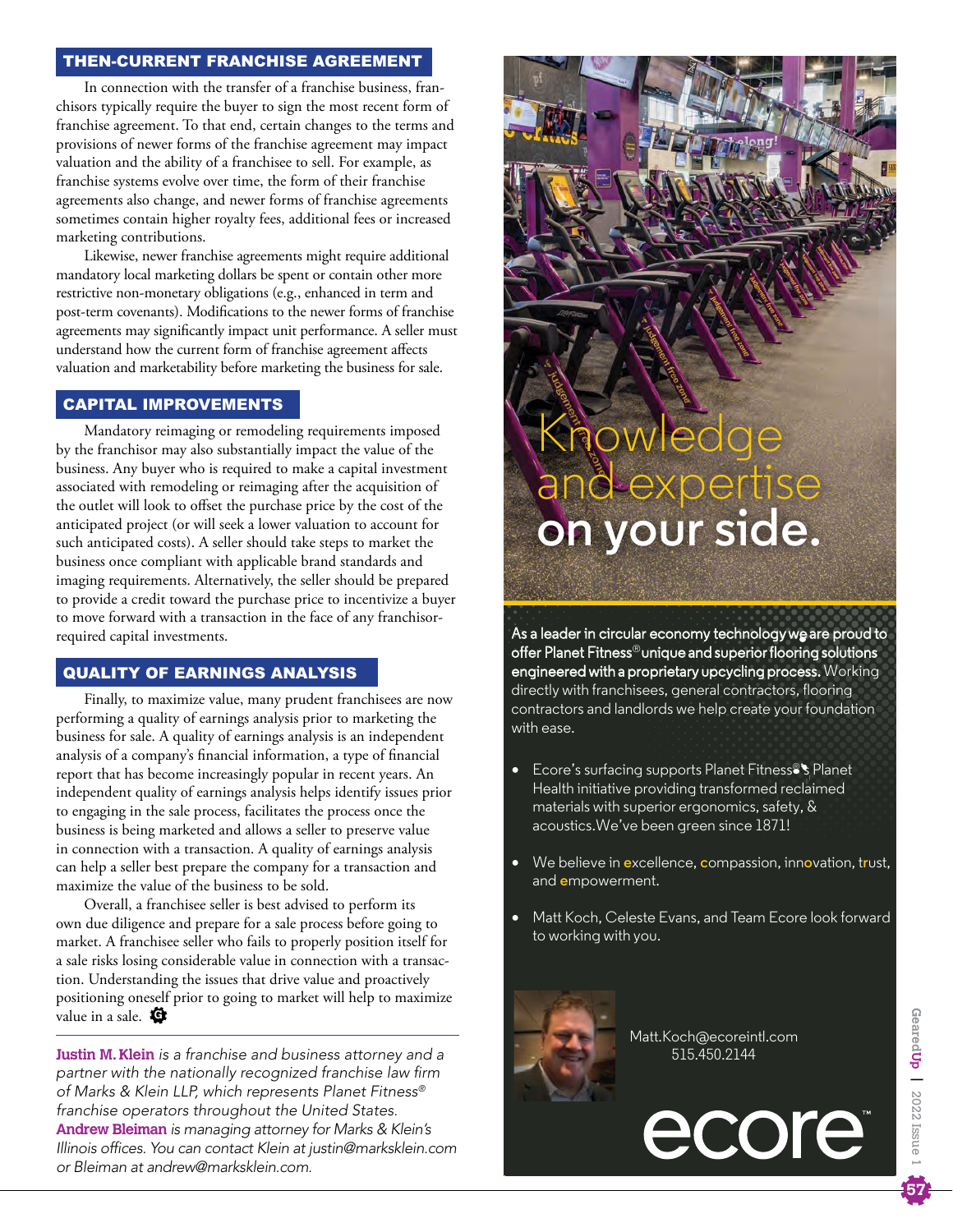## THEN-CURRENT FRANCHISE AGREEMENT

In connection with the transfer of a franchise business, franchisors typically require the buyer to sign the most recent form of franchise agreement. To that end, certain changes to the terms and provisions of newer forms of the franchise agreement may impact valuation and the ability of a franchisee to sell. For example, as franchise systems evolve over time, the form of their franchise agreements also change, and newer forms of franchise agreements sometimes contain higher royalty fees, additional fees or increased marketing contributions.

Likewise, newer franchise agreements might require additional mandatory local marketing dollars be spent or contain other more restrictive non-monetary obligations (e.g., enhanced in term and post-term covenants). Modifications to the newer forms of franchise agreements may significantly impact unit performance. A seller must understand how the current form of franchise agreement affects valuation and marketability before marketing the business for sale.

## CAPITAL IMPROVEMENTS

Mandatory reimaging or remodeling requirements imposed by the franchisor may also substantially impact the value of the business. Any buyer who is required to make a capital investment associated with remodeling or reimaging after the acquisition of the outlet will look to offset the purchase price by the cost of the anticipated project (or will seek a lower valuation to account for such anticipated costs). A seller should take steps to market the business once compliant with applicable brand standards and imaging requirements. Alternatively, the seller should be prepared to provide a credit toward the purchase price to incentivize a buyer to move forward with a transaction in the face of any franchisor-required capital investments.

## QUALITY OF EARNINGS ANALYSIS

Finally, to maximize value, many prudent franchisees are now performing a quality of earnings analysis prior to marketing the business for sale. A quality of earnings analysis is an independent analysis of a company's financial information, a type of financial report that has become increasingly popular in recent years. An independent quality of earnings analysis helps identify issues prior to engaging in the sale process, facilitates the process once the business is being marketed and allows a seller to preserve value in connection with a transaction. A quality of earnings analysis can help a seller best prepare the company for a transaction and maximize the value of the business to be sold.

Overall, a franchisee seller is best advised to perform its own due diligence and prepare for a sale process before going to market. A franchisee seller who fails to properly position itself for a sale risks losing considerable value in connection with a transaction. Understanding the issues that drive value and proactively positioning oneself prior to going to market will help to maximize value in a sale.

---

**Justin M. Klein** *is a franchise and business attorney and a partner with the nationally recognized franchise law firm of Marks & Klein LLP, which represents Planet Fitness® franchise operators throughout the United States.* **Andrew Bleiman** *is managing attorney for Marks & Klein's Illinois offices. You can contact Klein at justin@markslein.com or Bleiman at andrew@marksklein.com.*

---

Knowledge and expertise **on your side.**

As a leader in circular economy technology we are proud to offer Planet Fitness® unique and superior flooring solutions engineered with a proprietary upcycling process. Working directly with franchisees, general contractors, flooring contractors and landlords we help create your foundation with ease.

- Ecore's surfacing supports Planet Fitness®'s Planet Health initiative providing transformed reclaimed materials with superior ergonomics, safety, & acoustics.We've been green since 1871!
- We believe in excellence, compassion, innovation, trust, and empowerment.
- Matt Koch, Celeste Evans, and Team Ecore look forward to working with you.

Matt.Koch@ecoreintl.com
515.450.2144

ecore™